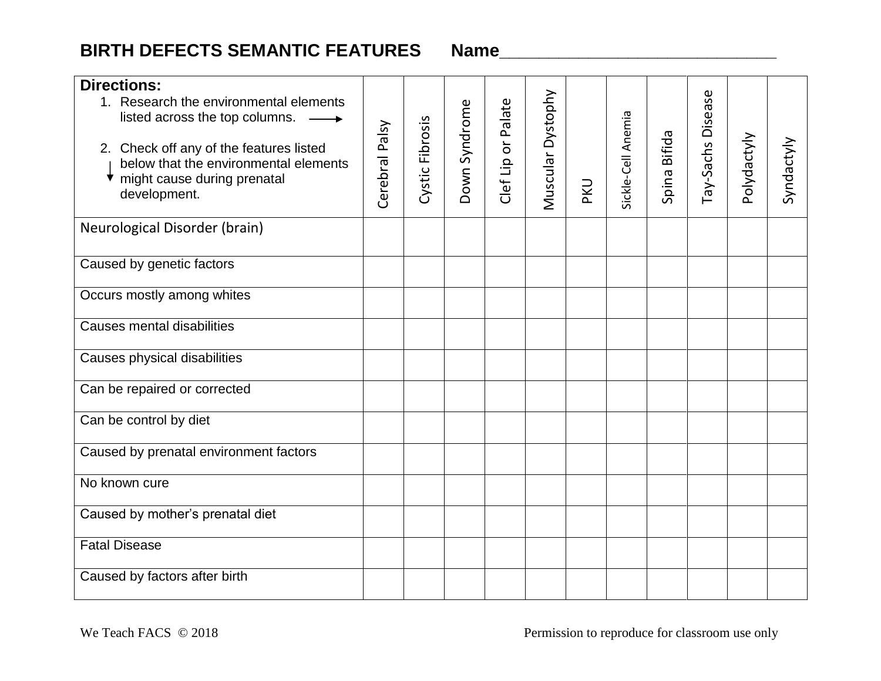# BIRTH DEFECTS SEMANTIC FEATURES

**Name**_______________________________

| **Directions:**<br>1. Research the environmental elements listed across the top columns. ⟶<br>2. Check off any of the features listed below that the environmental elements might cause during prenatal development. | Cerebral Palsy | Cystic Fibrosis | Down Syndrome | Clef Lip or Palate | Muscular Dystophy | PKU | Sickle-Cell Anemia | Spina Bifida | Tay-Sachs Disease | Polydactyly | Syndactyly |
|---|---|---|---|---|---|---|---|---|---|---|---|
| Neurological Disorder (brain) | | | | | | | | | | | |
| Caused by genetic factors | | | | | | | | | | | |
| Occurs mostly among whites | | | | | | | | | | | |
| Causes mental disabilities | | | | | | | | | | | |
| Causes physical disabilities | | | | | | | | | | | |
| Can be repaired or corrected | | | | | | | | | | | |
| Can be control by diet | | | | | | | | | | | |
| Caused by prenatal environment factors | | | | | | | | | | | |
| No known cure | | | | | | | | | | | |
| Caused by mother's prenatal diet | | | | | | | | | | | |
| Fatal Disease | | | | | | | | | | | |
| Caused by factors after birth | | | | | | | | | | | |

We Teach FACS © 2018

Permission to reproduce for classroom use only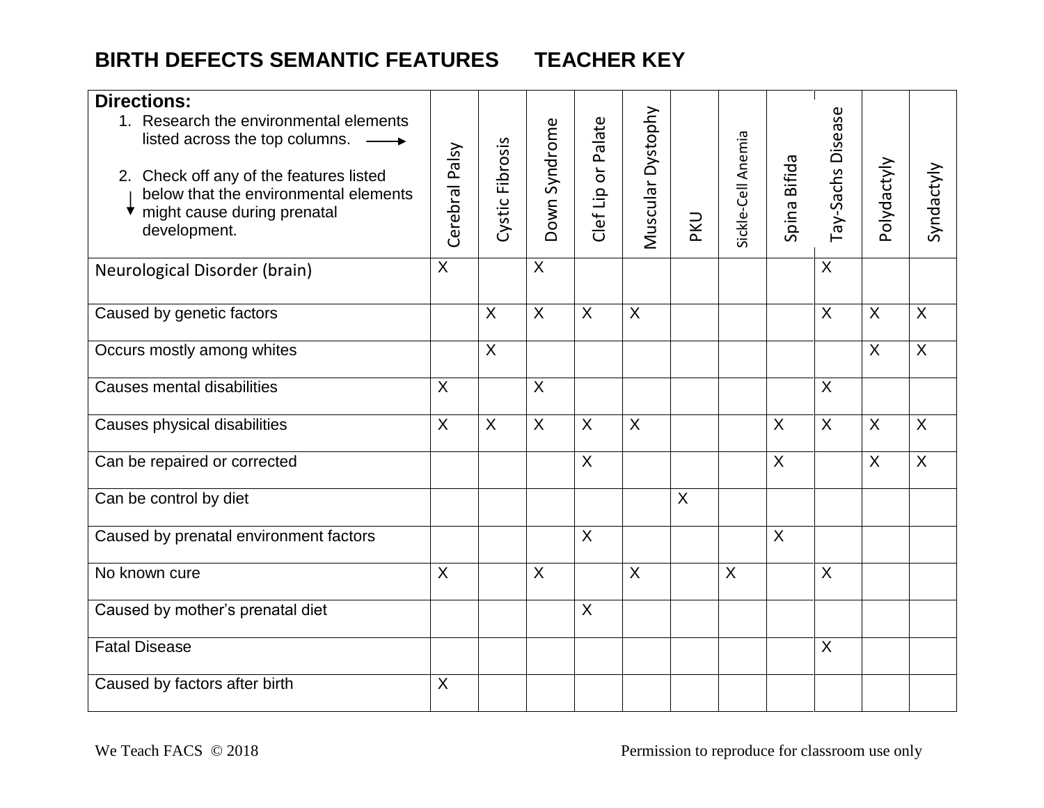## BIRTH DEFECTS SEMANTIC FEATURES TEACHER KEY

| **Directions:**<br>1. Research the environmental elements listed across the top columns. →<br>2. Check off any of the features listed below that the environmental elements might cause during prenatal development. | Cerebral Palsy | Cystic Fibrosis | Down Syndrome | Clef Lip or Palate | Muscular Dystophy | PKU | Sickle-Cell Anemia | Spina Bifida | Tay-Sachs Disease | Polydactyly | Syndactyly |
|---|---|---|---|---|---|---|---|---|---|---|---|
| Neurological Disorder (brain) | X | | X | | | | | | X | | |
| Caused by genetic factors | | X | X | X | X | | | | X | X | X |
| Occurs mostly among whites | | X | | | | | | | | X | X |
| Causes mental disabilities | X | | X | | | | | | X | | |
| Causes physical disabilities | X | X | X | X | X | | | X | X | X | X |
| Can be repaired or corrected | | | | X | | | | X | | X | X |
| Can be control by diet | | | | | | X | | | | | |
| Caused by prenatal environment factors | | | | X | | | | X | | | |
| No known cure | X | | X | | X | | X | | X | | |
| Caused by mother's prenatal diet | | | | X | | | | | | | |
| Fatal Disease | | | | | | | | | X | | |
| Caused by factors after birth | X | | | | | | | | | | |

We Teach FACS © 2018 Permission to reproduce for classroom use only